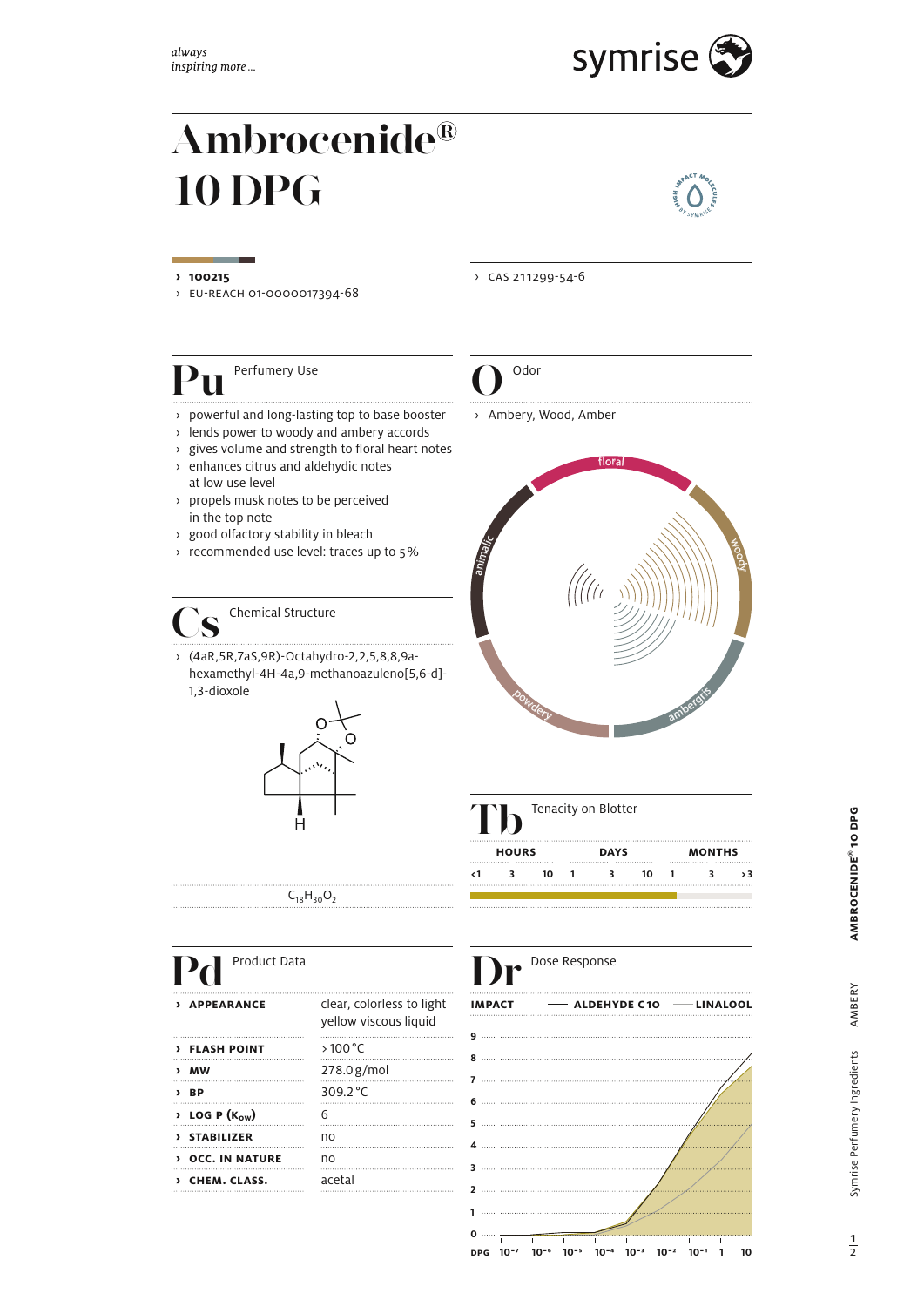*always inspiring more ...*

symrise

# Ambrocenide® 10 DPG

HIGH IMPACT MOLECULES BY SYMRISE

- **100215**
- EU-REACH 01-0000017394-68
- CAS 211299-54-6

## Pu — Perfumery Use

- powerful and long-lasting top to base booster
- lends power to woody and ambery accords
- gives volume and strength to floral heart notes
- enhances citrus and aldehydic notes at low use level
- propels musk notes to be perceived in the top note
- good olfactory stability in bleach
- recommended use level: traces up to 5%

## O — Odor

- Ambery, Wood, Amber

floral · woody · ambergris · powdery · animalic

## Cs — Chemical Structure

- (4aR,5R,7aS,9R)-Octahydro-2,2,5,8,8,9a-hexamethyl-4H-4a,9-methanoazuleno[5,6-d]-1,3-dioxole

$C_{18}H_{30}O_2$

## Tb — Tenacity on Blotter

| HOURS | | | DAYS | | | MONTHS | | |
|---|---|---|---|---|---|---|---|---|
| <1 | 3 | 10 | 1 | 3 | 10 | 1 | 3 | >3 |

## Pd — Product Data

| | |
|---|---|
| **APPEARANCE** | clear, colorless to light yellow viscous liquid |
| **FLASH POINT** | > 100 °C |
| **MW** | 278.0 g/mol |
| **BP** | 309.2 °C |
| **LOG P ($K_{OW}$)** | 6 |
| **STABILIZER** | no |
| **OCC. IN NATURE** | no |
| **CHEM. CLASS.** | acetal |

## Dr — Dose Response

IMPACT — ALDEHYDE C10 — LINALOOL

Impact: 0–9; DPG: $10^{-7}$, $10^{-6}$, $10^{-5}$, $10^{-4}$, $10^{-3}$, $10^{-2}$, $10^{-1}$, 1, 10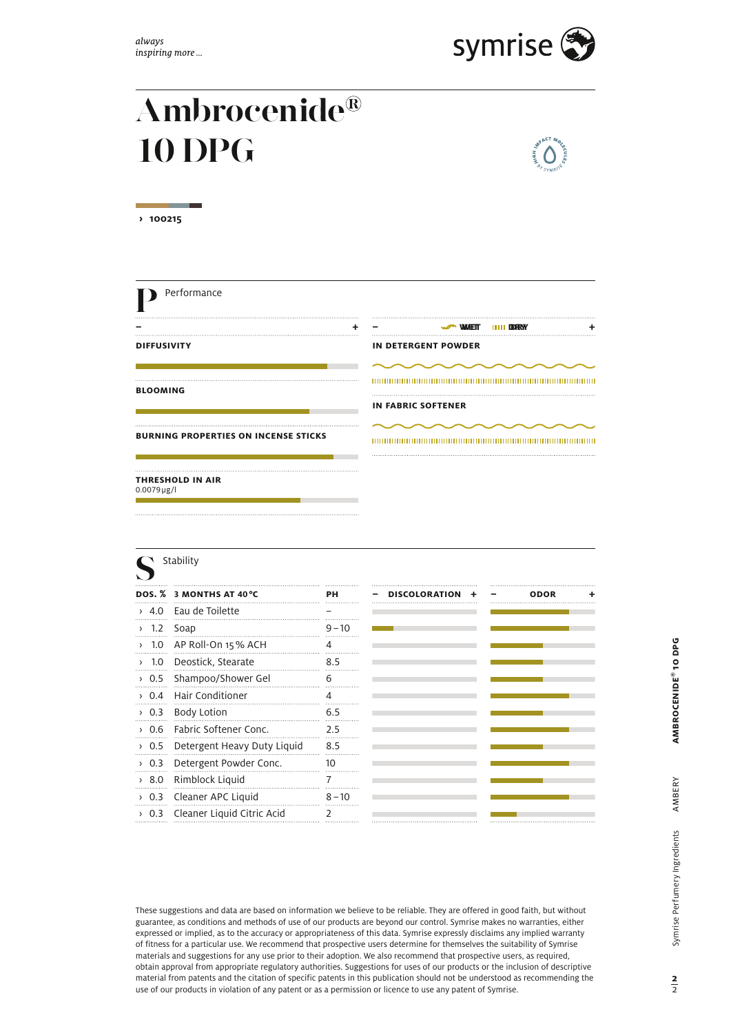*always inspiring more …*

symrise

# Ambrocenide® 10 DPG

› 100215

## P Performance

– +

**DIFFUSIVITY**

**BLOOMING**

**BURNING PROPERTIES ON INCENSE STICKS**

**THRESHOLD IN AIR**
0.0079 µg/l

– WET DRY +

**IN DETERGENT POWDER**

**IN FABRIC SOFTENER**

## S Stability

| DOS. % | 3 MONTHS AT 40 °C | PH | – DISCOLORATION + | – ODOR + |
|---|---|---|---|---|
| › 4.0 | Eau de Toilette | – | | |
| › 1.2 | Soap | 9 – 10 | | |
| › 1.0 | AP Roll-On 15 % ACH | 4 | | |
| › 1.0 | Deostick, Stearate | 8.5 | | |
| › 0.5 | Shampoo/Shower Gel | 6 | | |
| › 0.4 | Hair Conditioner | 4 | | |
| › 0.3 | Body Lotion | 6.5 | | |
| › 0.6 | Fabric Softener Conc. | 2.5 | | |
| › 0.5 | Detergent Heavy Duty Liquid | 8.5 | | |
| › 0.3 | Detergent Powder Conc. | 10 | | |
| › 8.0 | Rimblock Liquid | 7 | | |
| › 0.3 | Cleaner APC Liquid | 8 – 10 | | |
| › 0.3 | Cleaner Liquid Citric Acid | 2 | | |

These suggestions and data are based on information we believe to be reliable. They are offered in good faith, but without guarantee, as conditions and methods of use of our products are beyond our control. Symrise makes no warranties, either expressed or implied, as to the accuracy or appropriateness of this data. Symrise expressly disclaims any implied warranty of fitness for a particular use. We recommend that prospective users determine for themselves the suitability of Symrise materials and suggestions for any use prior to their adoption. We also recommend that prospective users, as required, obtain approval from appropriate regulatory authorities. Suggestions for uses of our products or the inclusion of descriptive material from patents and the citation of specific patents in this publication should not be understood as recommending the use of our products in violation of any patent or as a permission or licence to use any patent of Symrise.